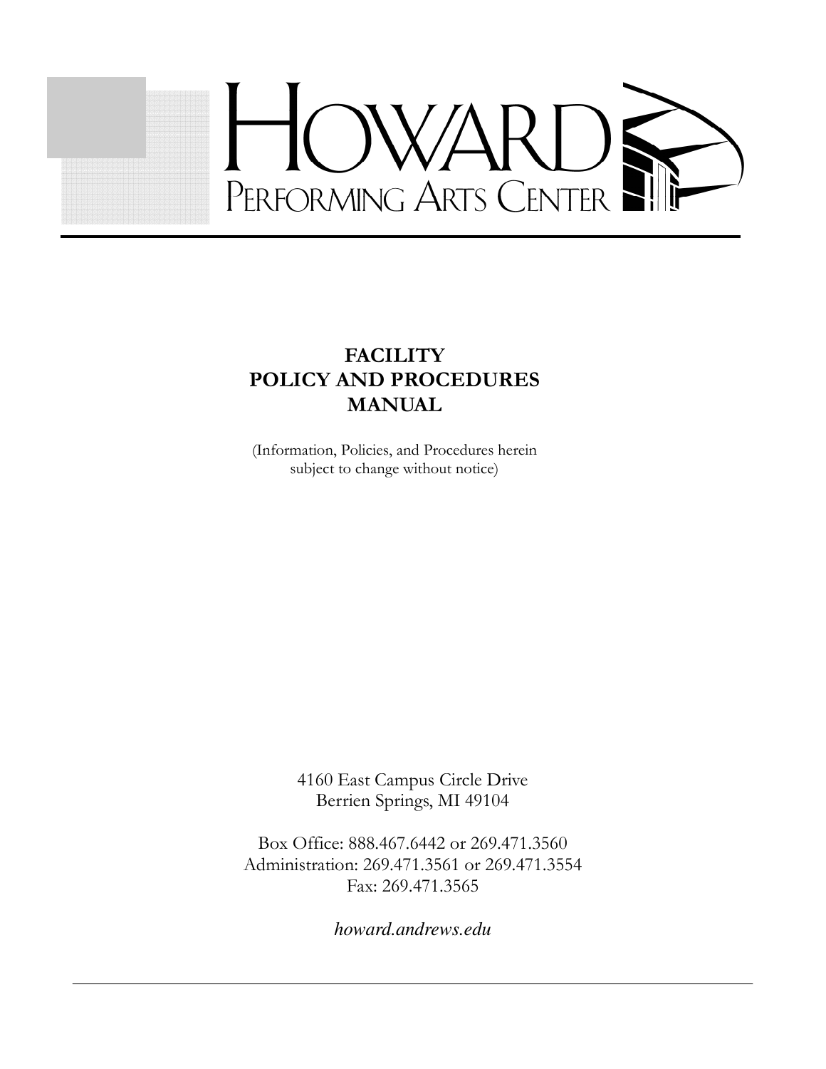# HOWARD PERFORMING ARTS CENTER

## FACILITY POLICY AND PROCEDURES MANUAL

(Information, Policies, and Procedures herein subject to change without notice)

4160 East Campus Circle Drive
Berrien Springs, MI 49104

Box Office: 888.467.6442 or 269.471.3560
Administration: 269.471.3561 or 269.471.3554
Fax: 269.471.3565

*howard.andrews.edu*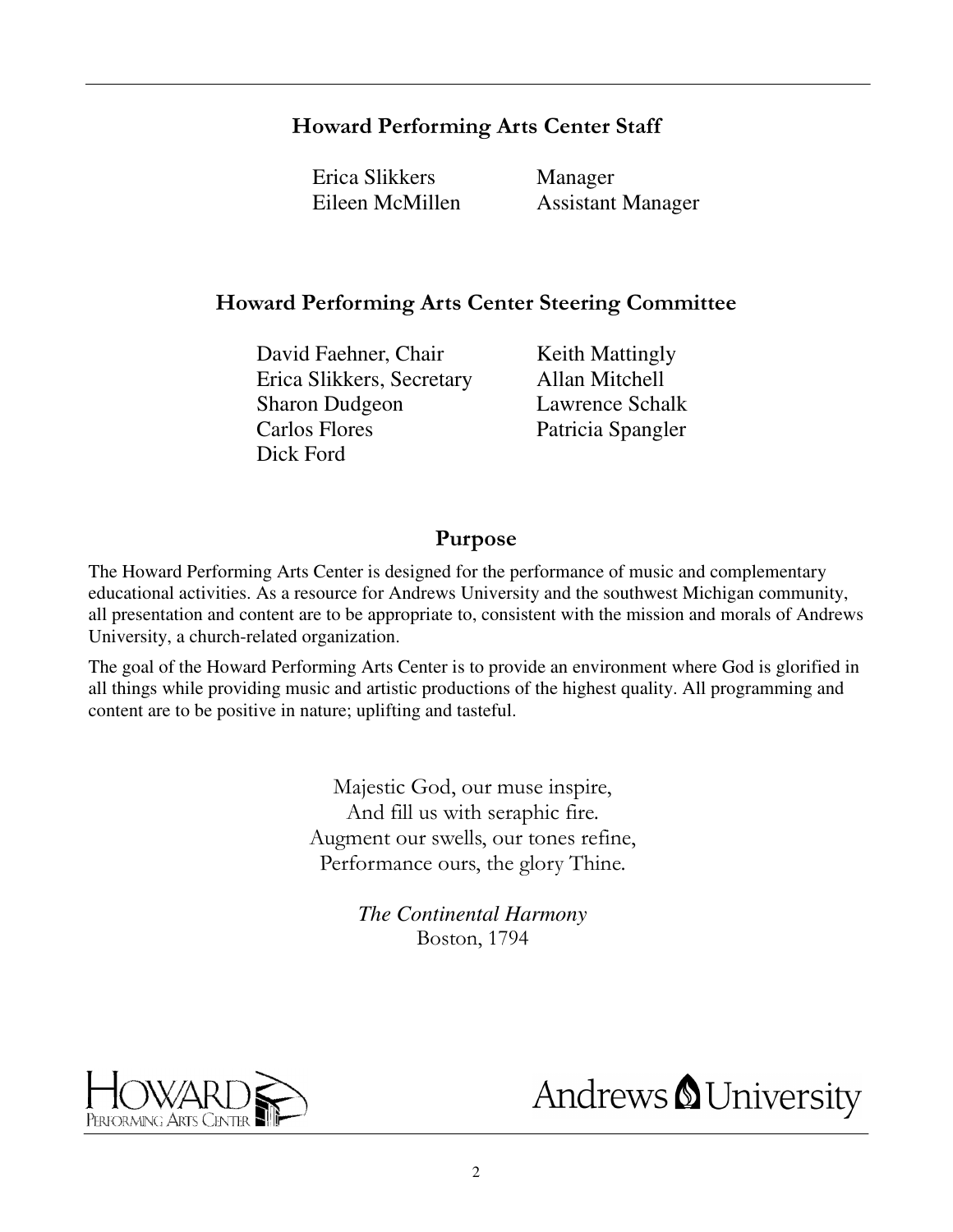## Howard Performing Arts Center Staff

| | |
|---|---|
| Erica Slikkers | Manager |
| Eileen McMillen | Assistant Manager |

## Howard Performing Arts Center Steering Committee

| | |
|---|---|
| David Faehner, Chair | Keith Mattingly |
| Erica Slikkers, Secretary | Allan Mitchell |
| Sharon Dudgeon | Lawrence Schalk |
| Carlos Flores | Patricia Spangler |
| Dick Ford | |

## Purpose

The Howard Performing Arts Center is designed for the performance of music and complementary educational activities. As a resource for Andrews University and the southwest Michigan community, all presentation and content are to be appropriate to, consistent with the mission and morals of Andrews University, a church-related organization.

The goal of the Howard Performing Arts Center is to provide an environment where God is glorified in all things while providing music and artistic productions of the highest quality. All programming and content are to be positive in nature; uplifting and tasteful.

Majestic God, our muse inspire,
And fill us with seraphic fire.
Augment our swells, our tones refine,
Performance ours, the glory Thine.

*The Continental Harmony*
Boston, 1794

HOWARD PERFORMING ARTS CENTER

Andrews University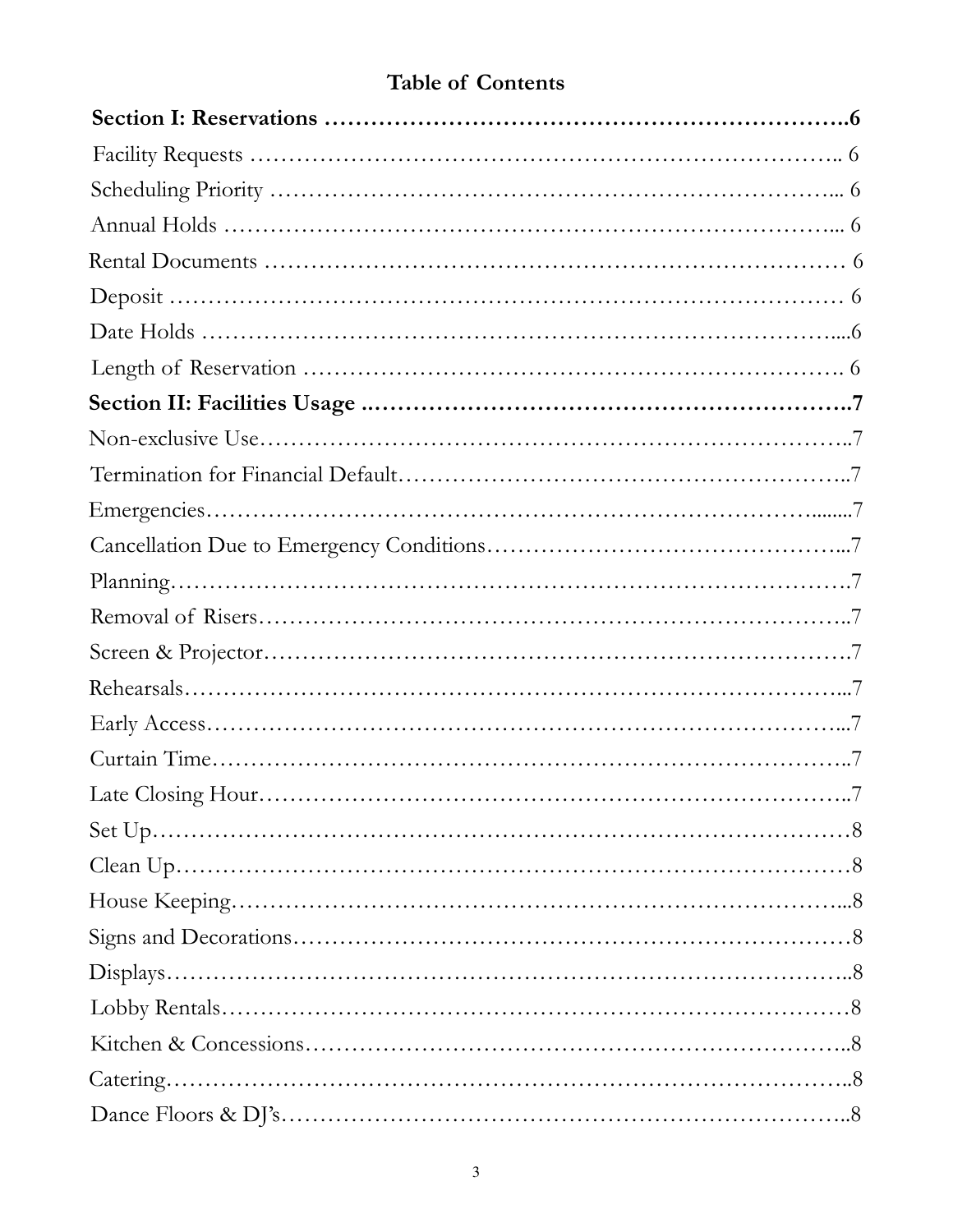## Table of Contents

**Section I: Reservations ……………………………………………………………..6**

Facility Requests ……………………………………………………………….. 6

Scheduling Priority …………………………………………………………... 6

Annual Holds ………………………………………………………………... 6

Rental Documents ……………………………………………………………… 6

Deposit ………………………………………………………………………… 6

Date Holds ……………………………………………………………………....6

Length of Reservation …………………………………………………………. 6

**Section II: Facilities Usage ..…………………………………………………..7**

Non-exclusive Use………………………………………………………………..7

Termination for Financial Default………………………………………………..7

Emergencies…………………………………………………………………........7

Cancellation Due to Emergency Conditions……………………………………...7

Planning…………………………………………………………………………….7

Removal of Risers………………………………………………………………..7

Screen & Projector…………………………………………………………………7

Rehearsals……………………………………………………………………...7

Early Access……………………………………………………………………...7

Curtain Time……………………………………………………………………..7

Late Closing Hour………………………………………………………………..7

Set Up………………………………………………………………………………8

Clean Up……………………………………………………………………………8

House Keeping……………………………………………………………………...8

Signs and Decorations………………………………………………………………8

Displays……………………………………………………………………………..8

Lobby Rentals………………………………………………………………………8

Kitchen & Concessions……………………………………………………………..8

Catering……………………………………………………………………………..8

Dance Floors & DJ's………………………………………………………………..8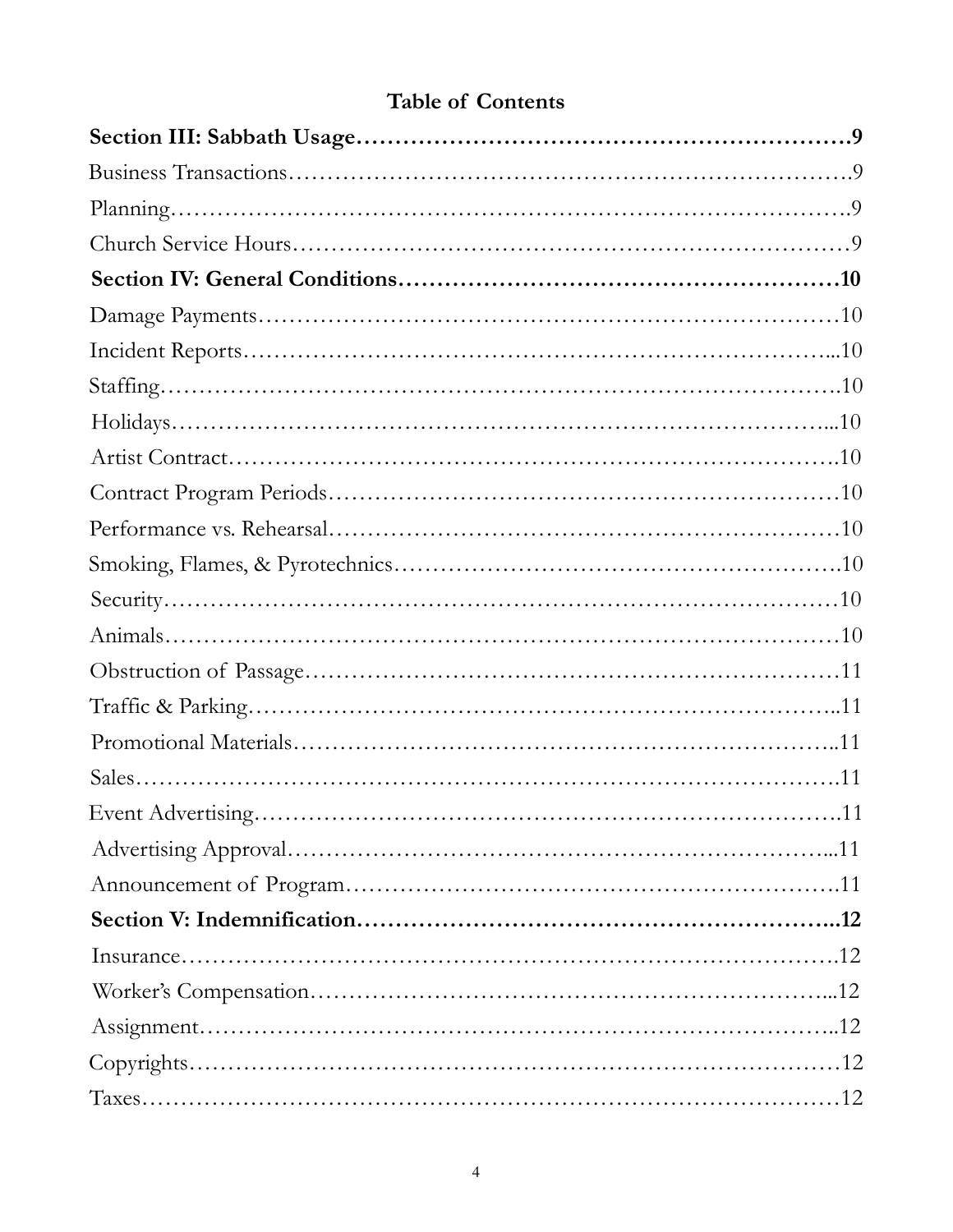## Table of Contents

**Section III: Sabbath Usage……………………………………………………9**

Business Transactions……………………………………………………………9

Planning……………………………………………………………………………9

Church Service Hours……………………………………………………………9

**Section IV: General Conditions……………………………………………10**

Damage Payments………………………………………………………………10

Incident Reports…………………………………………………………………10

Staffing……………………………………………………………………………10

Holidays……………………………………………………………………………10

Artist Contract……………………………………………………………………10

Contract Program Periods………………………………………………………10

Performance vs. Rehearsal………………………………………………………10

Smoking, Flames, & Pyrotechnics………………………………………………10

Security……………………………………………………………………………10

Animals……………………………………………………………………………10

Obstruction of Passage…………………………………………………………11

Traffic & Parking…………………………………………………………………11

Promotional Materials……………………………………………………………11

Sales………………………………………………………………………………11

Event Advertising…………………………………………………………………11

Advertising Approval……………………………………………………………11

Announcement of Program………………………………………………………11

**Section V: Indemnification…………………………………………………12**

Insurance…………………………………………………………………………12

Worker's Compensation…………………………………………………………12

Assignment…………………………………………………………………………12

Copyrights…………………………………………………………………………12

Taxes………………………………………………………………………………12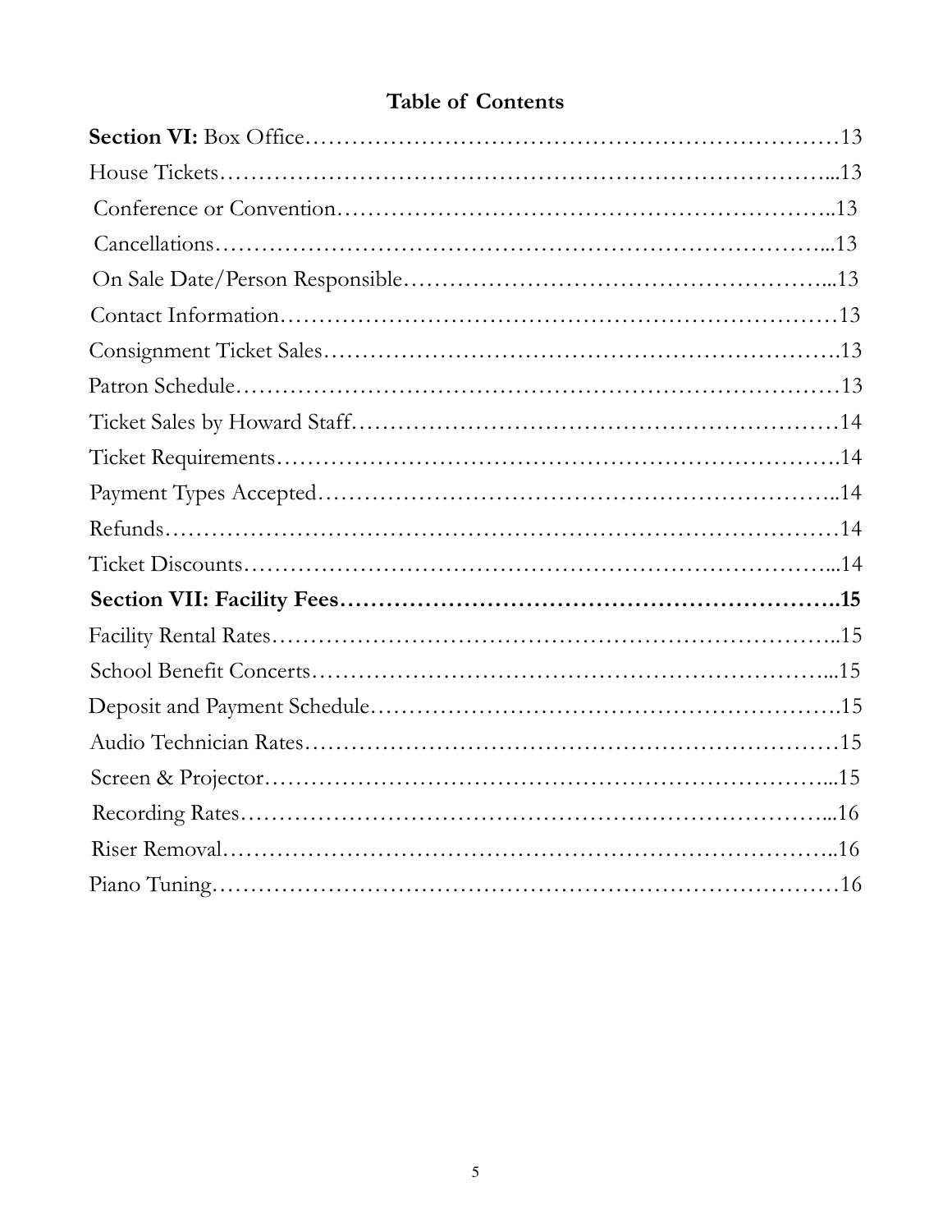## Table of Contents

**Section VI:** Box Office……………………………………………………………13
House Tickets…………………………………………………………………...13
Conference or Convention……………………………………………………..13
Cancellations…………………………………………………………………...13
On Sale Date/Person Responsible……………………………………………...13
Contact Information……………………………………………………………13
Consignment Ticket Sales……………………………………………………….13
Patron Schedule…………………………………………………………………13
Ticket Sales by Howard Staff……………………………………………………14
Ticket Requirements…………………………………………………………….14
Payment Types Accepted………………………………………………………..14
Refunds…………………………………………………………………………14
Ticket Discounts………………………………………………………………...14
**Section VII: Facility Fees……………………………………………………….15**
Facility Rental Rates……………………………………………………………..15
School Benefit Concerts………………………………………………………...15
Deposit and Payment Schedule………………………………………………….15
Audio Technician Rates…………………………………………………………15
Screen & Projector……………………………………………………………...15
Recording Rates………………………………………………………………...16
Riser Removal…………………………………………………………………..16
Piano Tuning……………………………………………………………………16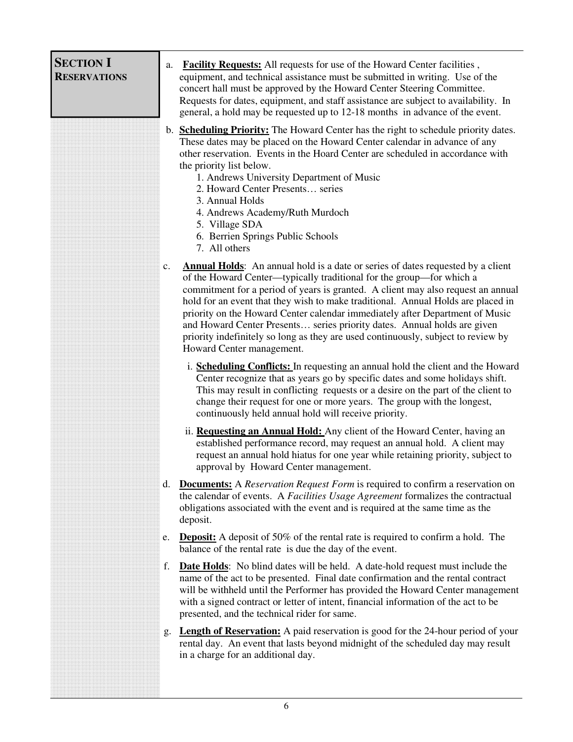## SECTION I RESERVATIONS

a. **Facility Requests:** All requests for use of the Howard Center facilities , equipment, and technical assistance must be submitted in writing. Use of the concert hall must be approved by the Howard Center Steering Committee. Requests for dates, equipment, and staff assistance are subject to availability. In general, a hold may be requested up to 12-18 months in advance of the event.

b. **Scheduling Priority:** The Howard Center has the right to schedule priority dates. These dates may be placed on the Howard Center calendar in advance of any other reservation. Events in the Hoard Center are scheduled in accordance with the priority list below.

   1. Andrews University Department of Music
   2. Howard Center Presents… series
   3. Annual Holds
   4. Andrews Academy/Ruth Murdoch
   5. Village SDA
   6. Berrien Springs Public Schools
   7. All others

c. **Annual Holds**: An annual hold is a date or series of dates requested by a client of the Howard Center—typically traditional for the group—for which a commitment for a period of years is granted. A client may also request an annual hold for an event that they wish to make traditional. Annual Holds are placed in priority on the Howard Center calendar immediately after Department of Music and Howard Center Presents… series priority dates. Annual holds are given priority indefinitely so long as they are used continuously, subject to review by Howard Center management.

   i. **Scheduling Conflicts:** In requesting an annual hold the client and the Howard Center recognize that as years go by specific dates and some holidays shift. This may result in conflicting requests or a desire on the part of the client to change their request for one or more years. The group with the longest, continuously held annual hold will receive priority.

   ii. **Requesting an Annual Hold:** Any client of the Howard Center, having an established performance record, may request an annual hold. A client may request an annual hold hiatus for one year while retaining priority, subject to approval by Howard Center management.

d. **Documents:** A *Reservation Request Form* is required to confirm a reservation on the calendar of events. A *Facilities Usage Agreement* formalizes the contractual obligations associated with the event and is required at the same time as the deposit.

e. **Deposit:** A deposit of 50% of the rental rate is required to confirm a hold. The balance of the rental rate is due the day of the event.

f. **Date Holds**: No blind dates will be held. A date-hold request must include the name of the act to be presented. Final date confirmation and the rental contract will be withheld until the Performer has provided the Howard Center management with a signed contract or letter of intent, financial information of the act to be presented, and the technical rider for same.

g. **Length of Reservation:** A paid reservation is good for the 24-hour period of your rental day. An event that lasts beyond midnight of the scheduled day may result in a charge for an additional day.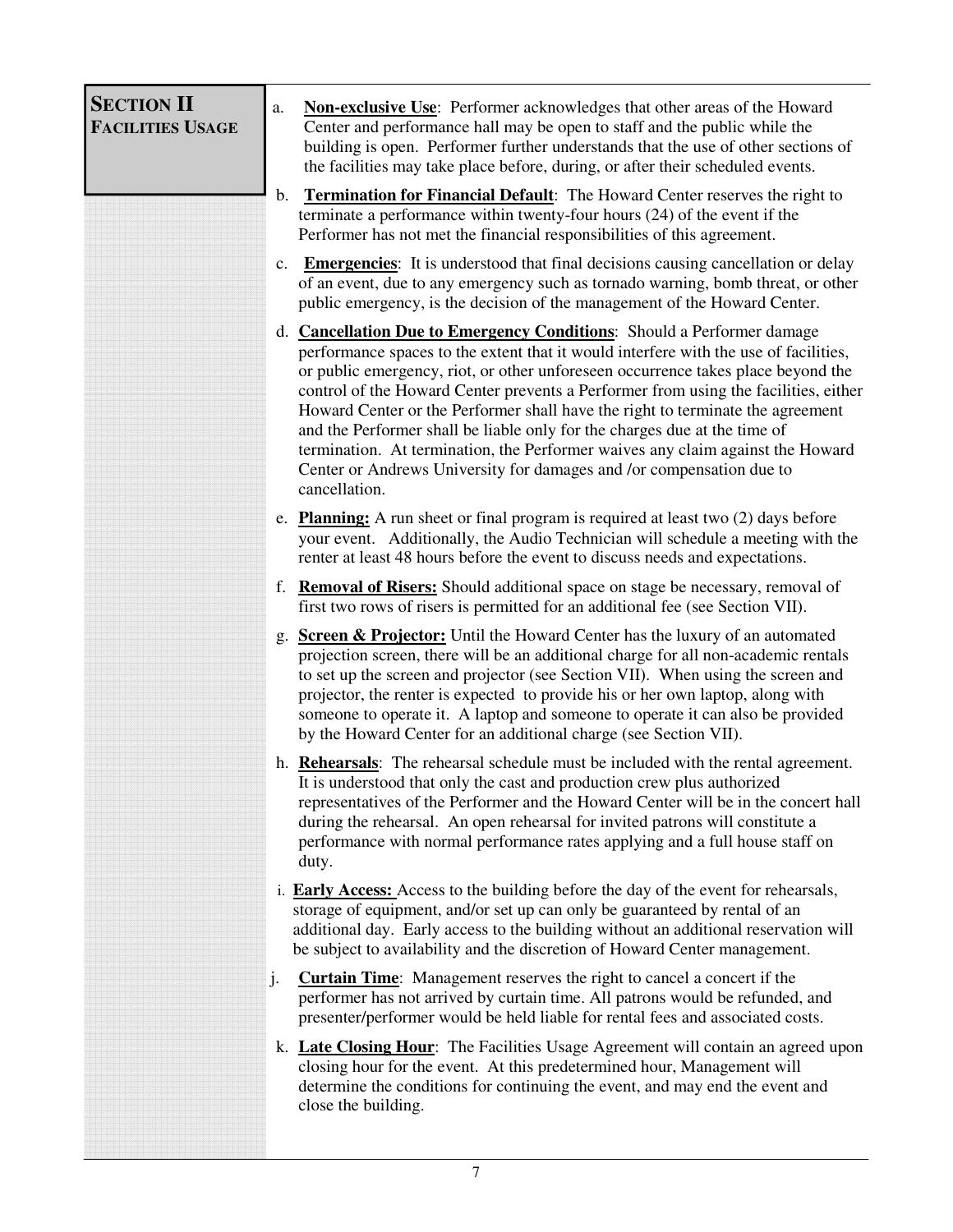## SECTION II
### FACILITIES USAGE

a. **Non-exclusive Use**: Performer acknowledges that other areas of the Howard Center and performance hall may be open to staff and the public while the building is open. Performer further understands that the use of other sections of the facilities may take place before, during, or after their scheduled events.

b. **Termination for Financial Default**: The Howard Center reserves the right to terminate a performance within twenty-four hours (24) of the event if the Performer has not met the financial responsibilities of this agreement.

c. **Emergencies**: It is understood that final decisions causing cancellation or delay of an event, due to any emergency such as tornado warning, bomb threat, or other public emergency, is the decision of the management of the Howard Center.

d. **Cancellation Due to Emergency Conditions**: Should a Performer damage performance spaces to the extent that it would interfere with the use of facilities, or public emergency, riot, or other unforeseen occurrence takes place beyond the control of the Howard Center prevents a Performer from using the facilities, either Howard Center or the Performer shall have the right to terminate the agreement and the Performer shall be liable only for the charges due at the time of termination. At termination, the Performer waives any claim against the Howard Center or Andrews University for damages and /or compensation due to cancellation.

e. **Planning:** A run sheet or final program is required at least two (2) days before your event. Additionally, the Audio Technician will schedule a meeting with the renter at least 48 hours before the event to discuss needs and expectations.

f. **Removal of Risers:** Should additional space on stage be necessary, removal of first two rows of risers is permitted for an additional fee (see Section VII).

g. **Screen & Projector:** Until the Howard Center has the luxury of an automated projection screen, there will be an additional charge for all non-academic rentals to set up the screen and projector (see Section VII). When using the screen and projector, the renter is expected to provide his or her own laptop, along with someone to operate it. A laptop and someone to operate it can also be provided by the Howard Center for an additional charge (see Section VII).

h. **Rehearsals**: The rehearsal schedule must be included with the rental agreement. It is understood that only the cast and production crew plus authorized representatives of the Performer and the Howard Center will be in the concert hall during the rehearsal. An open rehearsal for invited patrons will constitute a performance with normal performance rates applying and a full house staff on duty.

i. **Early Access:** Access to the building before the day of the event for rehearsals, storage of equipment, and/or set up can only be guaranteed by rental of an additional day. Early access to the building without an additional reservation will be subject to availability and the discretion of Howard Center management.

j. **Curtain Time**: Management reserves the right to cancel a concert if the performer has not arrived by curtain time. All patrons would be refunded, and presenter/performer would be held liable for rental fees and associated costs.

k. **Late Closing Hour**: The Facilities Usage Agreement will contain an agreed upon closing hour for the event. At this predetermined hour, Management will determine the conditions for continuing the event, and may end the event and close the building.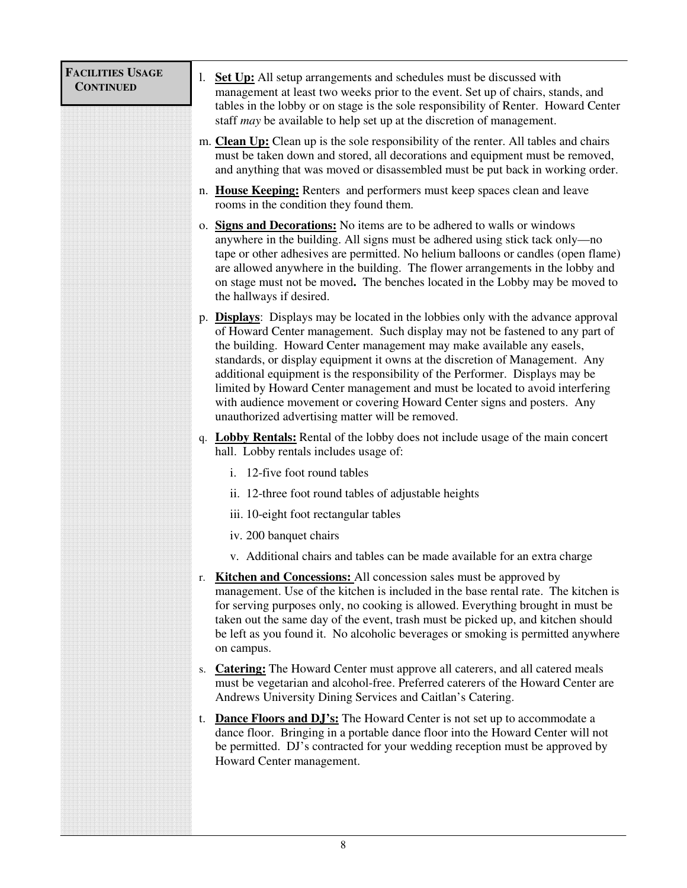**FACILITIES USAGE CONTINUED**

l. **Set Up:** All setup arrangements and schedules must be discussed with management at least two weeks prior to the event. Set up of chairs, stands, and tables in the lobby or on stage is the sole responsibility of Renter. Howard Center staff *may* be available to help set up at the discretion of management.

m. **Clean Up:** Clean up is the sole responsibility of the renter. All tables and chairs must be taken down and stored, all decorations and equipment must be removed, and anything that was moved or disassembled must be put back in working order.

n. **House Keeping:** Renters and performers must keep spaces clean and leave rooms in the condition they found them.

o. **Signs and Decorations:** No items are to be adhered to walls or windows anywhere in the building. All signs must be adhered using stick tack only—no tape or other adhesives are permitted. No helium balloons or candles (open flame) are allowed anywhere in the building. The flower arrangements in the lobby and on stage must not be moved**.** The benches located in the Lobby may be moved to the hallways if desired.

p. **Displays**: Displays may be located in the lobbies only with the advance approval of Howard Center management. Such display may not be fastened to any part of the building. Howard Center management may make available any easels, standards, or display equipment it owns at the discretion of Management. Any additional equipment is the responsibility of the Performer. Displays may be limited by Howard Center management and must be located to avoid interfering with audience movement or covering Howard Center signs and posters. Any unauthorized advertising matter will be removed.

q. **Lobby Rentals:** Rental of the lobby does not include usage of the main concert hall. Lobby rentals includes usage of:

   i. 12-five foot round tables

   ii. 12-three foot round tables of adjustable heights

   iii. 10-eight foot rectangular tables

   iv. 200 banquet chairs

   v. Additional chairs and tables can be made available for an extra charge

r. **Kitchen and Concessions:** All concession sales must be approved by management. Use of the kitchen is included in the base rental rate. The kitchen is for serving purposes only, no cooking is allowed. Everything brought in must be taken out the same day of the event, trash must be picked up, and kitchen should be left as you found it. No alcoholic beverages or smoking is permitted anywhere on campus.

s. **Catering:** The Howard Center must approve all caterers, and all catered meals must be vegetarian and alcohol-free. Preferred caterers of the Howard Center are Andrews University Dining Services and Caitlan's Catering.

t. **Dance Floors and DJ's:** The Howard Center is not set up to accommodate a dance floor. Bringing in a portable dance floor into the Howard Center will not be permitted. DJ's contracted for your wedding reception must be approved by Howard Center management.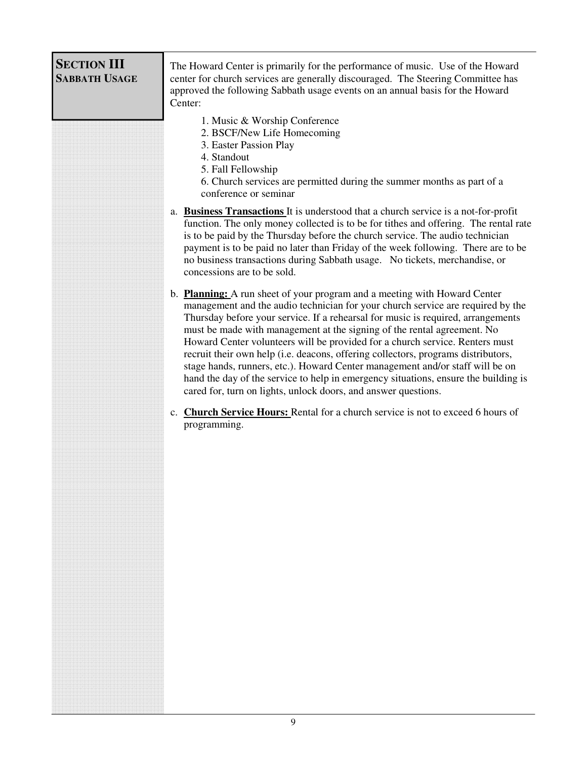## SECTION III
### SABBATH USAGE

The Howard Center is primarily for the performance of music. Use of the Howard center for church services are generally discouraged. The Steering Committee has approved the following Sabbath usage events on an annual basis for the Howard Center:

1. Music & Worship Conference
2. BSCF/New Life Homecoming
3. Easter Passion Play
4. Standout
5. Fall Fellowship
6. Church services are permitted during the summer months as part of a conference or seminar

a. **Business Transactions** It is understood that a church service is a not-for-profit function. The only money collected is to be for tithes and offering. The rental rate is to be paid by the Thursday before the church service. The audio technician payment is to be paid no later than Friday of the week following. There are to be no business transactions during Sabbath usage. No tickets, merchandise, or concessions are to be sold.

b. **Planning:** A run sheet of your program and a meeting with Howard Center management and the audio technician for your church service are required by the Thursday before your service. If a rehearsal for music is required, arrangements must be made with management at the signing of the rental agreement. No Howard Center volunteers will be provided for a church service. Renters must recruit their own help (i.e. deacons, offering collectors, programs distributors, stage hands, runners, etc.). Howard Center management and/or staff will be on hand the day of the service to help in emergency situations, ensure the building is cared for, turn on lights, unlock doors, and answer questions.

c. **Church Service Hours:** Rental for a church service is not to exceed 6 hours of programming.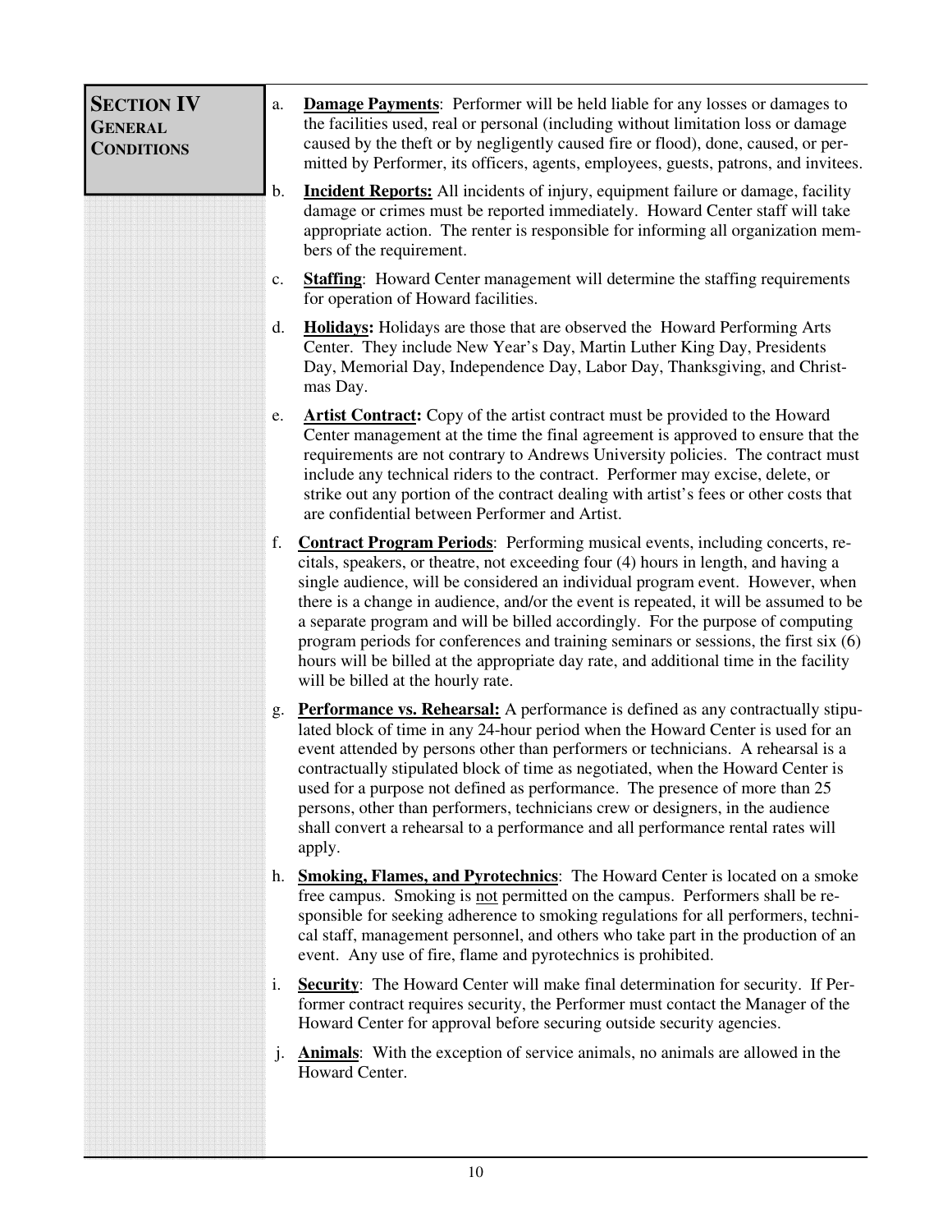## SECTION IV
### GENERAL CONDITIONS

a. **Damage Payments**: Performer will be held liable for any losses or damages to the facilities used, real or personal (including without limitation loss or damage caused by the theft or by negligently caused fire or flood), done, caused, or permitted by Performer, its officers, agents, employees, guests, patrons, and invitees.

b. **Incident Reports:** All incidents of injury, equipment failure or damage, facility damage or crimes must be reported immediately. Howard Center staff will take appropriate action. The renter is responsible for informing all organization members of the requirement.

c. **Staffing**: Howard Center management will determine the staffing requirements for operation of Howard facilities.

d. **Holidays:** Holidays are those that are observed the Howard Performing Arts Center. They include New Year's Day, Martin Luther King Day, Presidents Day, Memorial Day, Independence Day, Labor Day, Thanksgiving, and Christmas Day.

e. **Artist Contract:** Copy of the artist contract must be provided to the Howard Center management at the time the final agreement is approved to ensure that the requirements are not contrary to Andrews University policies. The contract must include any technical riders to the contract. Performer may excise, delete, or strike out any portion of the contract dealing with artist's fees or other costs that are confidential between Performer and Artist.

f. **Contract Program Periods**: Performing musical events, including concerts, recitals, speakers, or theatre, not exceeding four (4) hours in length, and having a single audience, will be considered an individual program event. However, when there is a change in audience, and/or the event is repeated, it will be assumed to be a separate program and will be billed accordingly. For the purpose of computing program periods for conferences and training seminars or sessions, the first six (6) hours will be billed at the appropriate day rate, and additional time in the facility will be billed at the hourly rate.

g. **Performance vs. Rehearsal:** A performance is defined as any contractually stipulated block of time in any 24-hour period when the Howard Center is used for an event attended by persons other than performers or technicians. A rehearsal is a contractually stipulated block of time as negotiated, when the Howard Center is used for a purpose not defined as performance. The presence of more than 25 persons, other than performers, technicians crew or designers, in the audience shall convert a rehearsal to a performance and all performance rental rates will apply.

h. **Smoking, Flames, and Pyrotechnics**: The Howard Center is located on a smoke free campus. Smoking is not permitted on the campus. Performers shall be responsible for seeking adherence to smoking regulations for all performers, technical staff, management personnel, and others who take part in the production of an event. Any use of fire, flame and pyrotechnics is prohibited.

i. **Security**: The Howard Center will make final determination for security. If Performer contract requires security, the Performer must contact the Manager of the Howard Center for approval before securing outside security agencies.

j. **Animals**: With the exception of service animals, no animals are allowed in the Howard Center.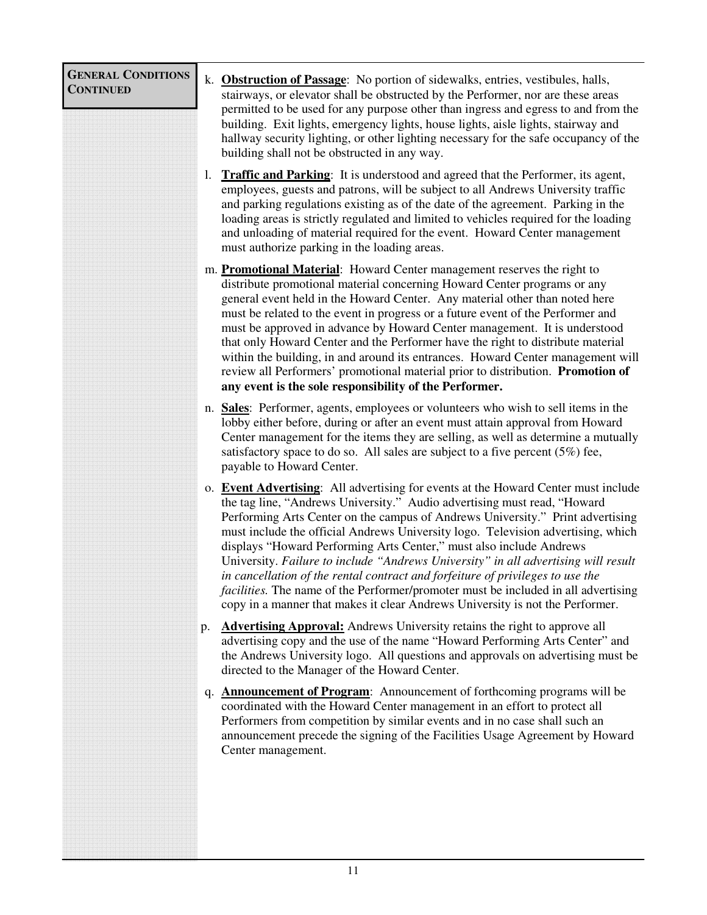**GENERAL CONDITIONS CONTINUED**

k. **Obstruction of Passage**: No portion of sidewalks, entries, vestibules, halls, stairways, or elevator shall be obstructed by the Performer, nor are these areas permitted to be used for any purpose other than ingress and egress to and from the building. Exit lights, emergency lights, house lights, aisle lights, stairway and hallway security lighting, or other lighting necessary for the safe occupancy of the building shall not be obstructed in any way.

l. **Traffic and Parking**: It is understood and agreed that the Performer, its agent, employees, guests and patrons, will be subject to all Andrews University traffic and parking regulations existing as of the date of the agreement. Parking in the loading areas is strictly regulated and limited to vehicles required for the loading and unloading of material required for the event. Howard Center management must authorize parking in the loading areas.

m. **Promotional Material**: Howard Center management reserves the right to distribute promotional material concerning Howard Center programs or any general event held in the Howard Center. Any material other than noted here must be related to the event in progress or a future event of the Performer and must be approved in advance by Howard Center management. It is understood that only Howard Center and the Performer have the right to distribute material within the building, in and around its entrances. Howard Center management will review all Performers' promotional material prior to distribution. **Promotion of any event is the sole responsibility of the Performer.**

n. **Sales**: Performer, agents, employees or volunteers who wish to sell items in the lobby either before, during or after an event must attain approval from Howard Center management for the items they are selling, as well as determine a mutually satisfactory space to do so. All sales are subject to a five percent (5%) fee, payable to Howard Center.

o. **Event Advertising**: All advertising for events at the Howard Center must include the tag line, "Andrews University." Audio advertising must read, "Howard Performing Arts Center on the campus of Andrews University." Print advertising must include the official Andrews University logo. Television advertising, which displays "Howard Performing Arts Center," must also include Andrews University. *Failure to include "Andrews University" in all advertising will result in cancellation of the rental contract and forfeiture of privileges to use the facilities.* The name of the Performer/promoter must be included in all advertising copy in a manner that makes it clear Andrews University is not the Performer.

p. **Advertising Approval:** Andrews University retains the right to approve all advertising copy and the use of the name "Howard Performing Arts Center" and the Andrews University logo. All questions and approvals on advertising must be directed to the Manager of the Howard Center.

q. **Announcement of Program**: Announcement of forthcoming programs will be coordinated with the Howard Center management in an effort to protect all Performers from competition by similar events and in no case shall such an announcement precede the signing of the Facilities Usage Agreement by Howard Center management.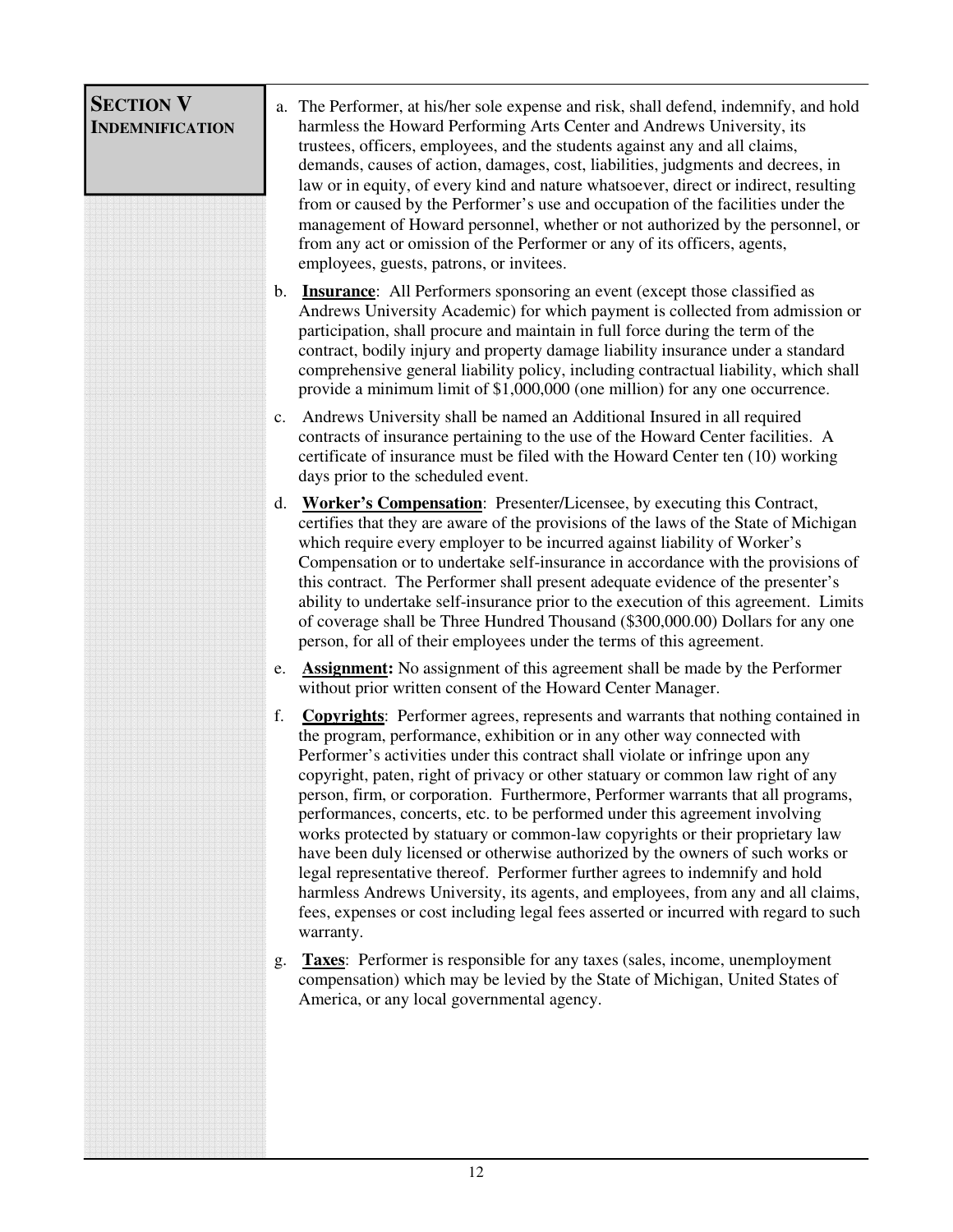## SECTION V INDEMNIFICATION

a. The Performer, at his/her sole expense and risk, shall defend, indemnify, and hold harmless the Howard Performing Arts Center and Andrews University, its trustees, officers, employees, and the students against any and all claims, demands, causes of action, damages, cost, liabilities, judgments and decrees, in law or in equity, of every kind and nature whatsoever, direct or indirect, resulting from or caused by the Performer's use and occupation of the facilities under the management of Howard personnel, whether or not authorized by the personnel, or from any act or omission of the Performer or any of its officers, agents, employees, guests, patrons, or invitees.

b. **Insurance**: All Performers sponsoring an event (except those classified as Andrews University Academic) for which payment is collected from admission or participation, shall procure and maintain in full force during the term of the contract, bodily injury and property damage liability insurance under a standard comprehensive general liability policy, including contractual liability, which shall provide a minimum limit of $1,000,000 (one million) for any one occurrence.

c. Andrews University shall be named an Additional Insured in all required contracts of insurance pertaining to the use of the Howard Center facilities. A certificate of insurance must be filed with the Howard Center ten (10) working days prior to the scheduled event.

d. **Worker's Compensation**: Presenter/Licensee, by executing this Contract, certifies that they are aware of the provisions of the laws of the State of Michigan which require every employer to be incurred against liability of Worker's Compensation or to undertake self-insurance in accordance with the provisions of this contract. The Performer shall present adequate evidence of the presenter's ability to undertake self-insurance prior to the execution of this agreement. Limits of coverage shall be Three Hundred Thousand ($300,000.00) Dollars for any one person, for all of their employees under the terms of this agreement.

e. **Assignment:** No assignment of this agreement shall be made by the Performer without prior written consent of the Howard Center Manager.

f. **Copyrights**: Performer agrees, represents and warrants that nothing contained in the program, performance, exhibition or in any other way connected with Performer's activities under this contract shall violate or infringe upon any copyright, paten, right of privacy or other statuary or common law right of any person, firm, or corporation. Furthermore, Performer warrants that all programs, performances, concerts, etc. to be performed under this agreement involving works protected by statuary or common-law copyrights or their proprietary law have been duly licensed or otherwise authorized by the owners of such works or legal representative thereof. Performer further agrees to indemnify and hold harmless Andrews University, its agents, and employees, from any and all claims, fees, expenses or cost including legal fees asserted or incurred with regard to such warranty.

g. **Taxes**: Performer is responsible for any taxes (sales, income, unemployment compensation) which may be levied by the State of Michigan, United States of America, or any local governmental agency.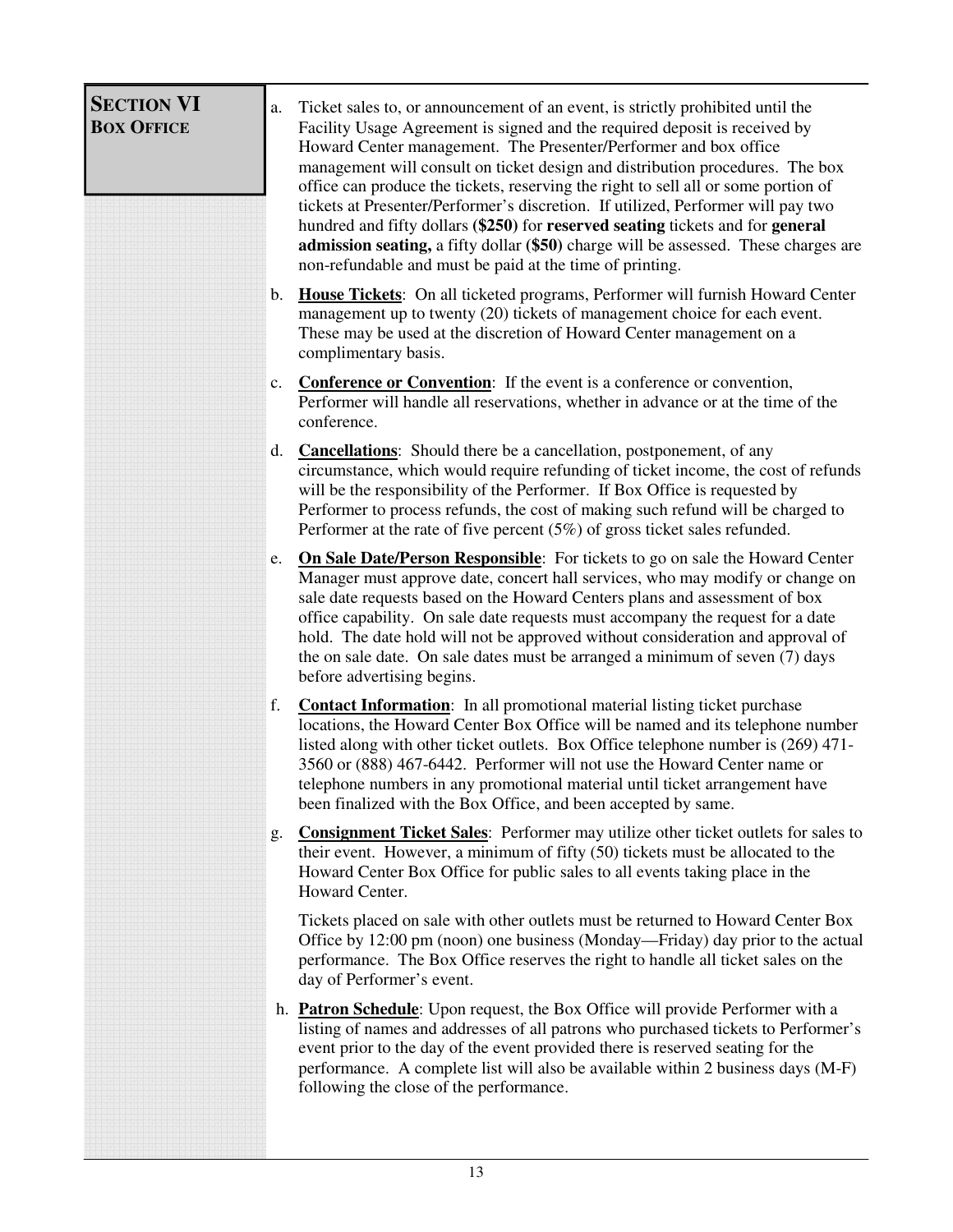## SECTION VI
### BOX OFFICE

a. Ticket sales to, or announcement of an event, is strictly prohibited until the Facility Usage Agreement is signed and the required deposit is received by Howard Center management. The Presenter/Performer and box office management will consult on ticket design and distribution procedures. The box office can produce the tickets, reserving the right to sell all or some portion of tickets at Presenter/Performer's discretion. If utilized, Performer will pay two hundred and fifty dollars **($250)** for **reserved seating** tickets and for **general admission seating,** a fifty dollar **($50)** charge will be assessed. These charges are non-refundable and must be paid at the time of printing.

b. **House Tickets**: On all ticketed programs, Performer will furnish Howard Center management up to twenty (20) tickets of management choice for each event. These may be used at the discretion of Howard Center management on a complimentary basis.

c. **Conference or Convention**: If the event is a conference or convention, Performer will handle all reservations, whether in advance or at the time of the conference.

d. **Cancellations**: Should there be a cancellation, postponement, of any circumstance, which would require refunding of ticket income, the cost of refunds will be the responsibility of the Performer. If Box Office is requested by Performer to process refunds, the cost of making such refund will be charged to Performer at the rate of five percent (5%) of gross ticket sales refunded.

e. **On Sale Date/Person Responsible**: For tickets to go on sale the Howard Center Manager must approve date, concert hall services, who may modify or change on sale date requests based on the Howard Centers plans and assessment of box office capability. On sale date requests must accompany the request for a date hold. The date hold will not be approved without consideration and approval of the on sale date. On sale dates must be arranged a minimum of seven (7) days before advertising begins.

f. **Contact Information**: In all promotional material listing ticket purchase locations, the Howard Center Box Office will be named and its telephone number listed along with other ticket outlets. Box Office telephone number is (269) 471-3560 or (888) 467-6442. Performer will not use the Howard Center name or telephone numbers in any promotional material until ticket arrangement have been finalized with the Box Office, and been accepted by same.

g. **Consignment Ticket Sales**: Performer may utilize other ticket outlets for sales to their event. However, a minimum of fifty (50) tickets must be allocated to the Howard Center Box Office for public sales to all events taking place in the Howard Center.

   Tickets placed on sale with other outlets must be returned to Howard Center Box Office by 12:00 pm (noon) one business (Monday—Friday) day prior to the actual performance. The Box Office reserves the right to handle all ticket sales on the day of Performer's event.

h. **Patron Schedule**: Upon request, the Box Office will provide Performer with a listing of names and addresses of all patrons who purchased tickets to Performer's event prior to the day of the event provided there is reserved seating for the performance. A complete list will also be available within 2 business days (M-F) following the close of the performance.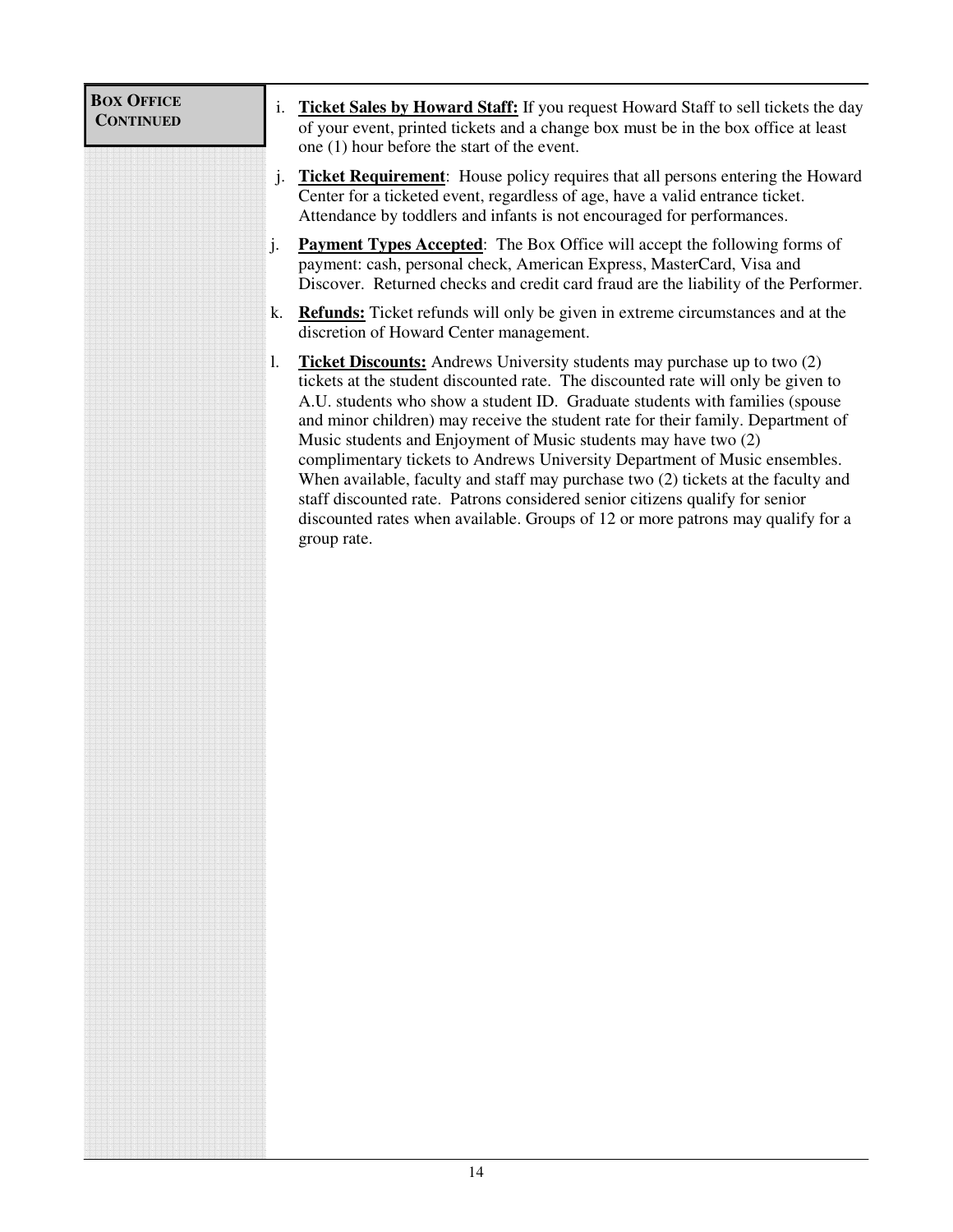**BOX OFFICE CONTINUED**

i. **Ticket Sales by Howard Staff:** If you request Howard Staff to sell tickets the day of your event, printed tickets and a change box must be in the box office at least one (1) hour before the start of the event.

j. **Ticket Requirement**: House policy requires that all persons entering the Howard Center for a ticketed event, regardless of age, have a valid entrance ticket. Attendance by toddlers and infants is not encouraged for performances.

j. **Payment Types Accepted**: The Box Office will accept the following forms of payment: cash, personal check, American Express, MasterCard, Visa and Discover. Returned checks and credit card fraud are the liability of the Performer.

k. **Refunds:** Ticket refunds will only be given in extreme circumstances and at the discretion of Howard Center management.

l. **Ticket Discounts:** Andrews University students may purchase up to two (2) tickets at the student discounted rate. The discounted rate will only be given to A.U. students who show a student ID. Graduate students with families (spouse and minor children) may receive the student rate for their family. Department of Music students and Enjoyment of Music students may have two (2) complimentary tickets to Andrews University Department of Music ensembles. When available, faculty and staff may purchase two (2) tickets at the faculty and staff discounted rate. Patrons considered senior citizens qualify for senior discounted rates when available. Groups of 12 or more patrons may qualify for a group rate.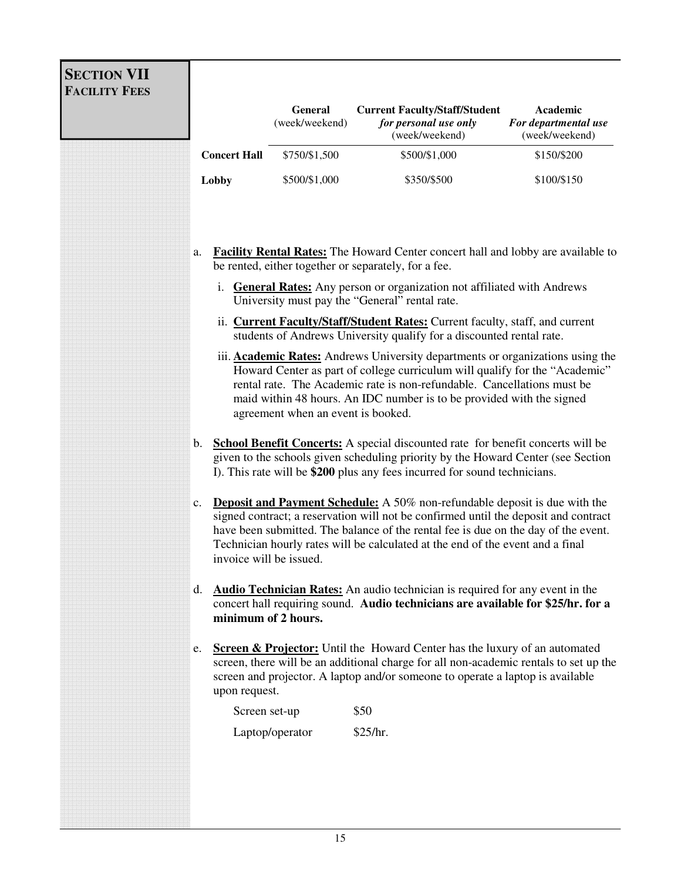# SECTION VII
## FACILITY FEES

| | General (week/weekend) | Current Faculty/Staff/Student *for personal use only* (week/weekend) | Academic *For departmental use* (week/weekend) |
|---|---|---|---|
| **Concert Hall** | $750/$1,500 | $500/$1,000 | $150/$200 |
| **Lobby** | $500/$1,000 | $350/$500 | $100/$150 |

a. **Facility Rental Rates:** The Howard Center concert hall and lobby are available to be rented, either together or separately, for a fee.

   i. **General Rates:** Any person or organization not affiliated with Andrews University must pay the "General" rental rate.

   ii. **Current Faculty/Staff/Student Rates:** Current faculty, staff, and current students of Andrews University qualify for a discounted rental rate.

   iii. **Academic Rates:** Andrews University departments or organizations using the Howard Center as part of college curriculum will qualify for the "Academic" rental rate. The Academic rate is non-refundable. Cancellations must be maid within 48 hours. An IDC number is to be provided with the signed agreement when an event is booked.

b. **School Benefit Concerts:** A special discounted rate for benefit concerts will be given to the schools given scheduling priority by the Howard Center (see Section I). This rate will be **$200** plus any fees incurred for sound technicians.

c. **Deposit and Payment Schedule:** A 50% non-refundable deposit is due with the signed contract; a reservation will not be confirmed until the deposit and contract have been submitted. The balance of the rental fee is due on the day of the event. Technician hourly rates will be calculated at the end of the event and a final invoice will be issued.

d. **Audio Technician Rates:** An audio technician is required for any event in the concert hall requiring sound. **Audio technicians are available for $25/hr. for a minimum of 2 hours.**

e. **Screen & Projector:** Until the Howard Center has the luxury of an automated screen, there will be an additional charge for all non-academic rentals to set up the screen and projector. A laptop and/or someone to operate a laptop is available upon request.

| | |
|---|---|
| Screen set-up | $50 |
| Laptop/operator | $25/hr. |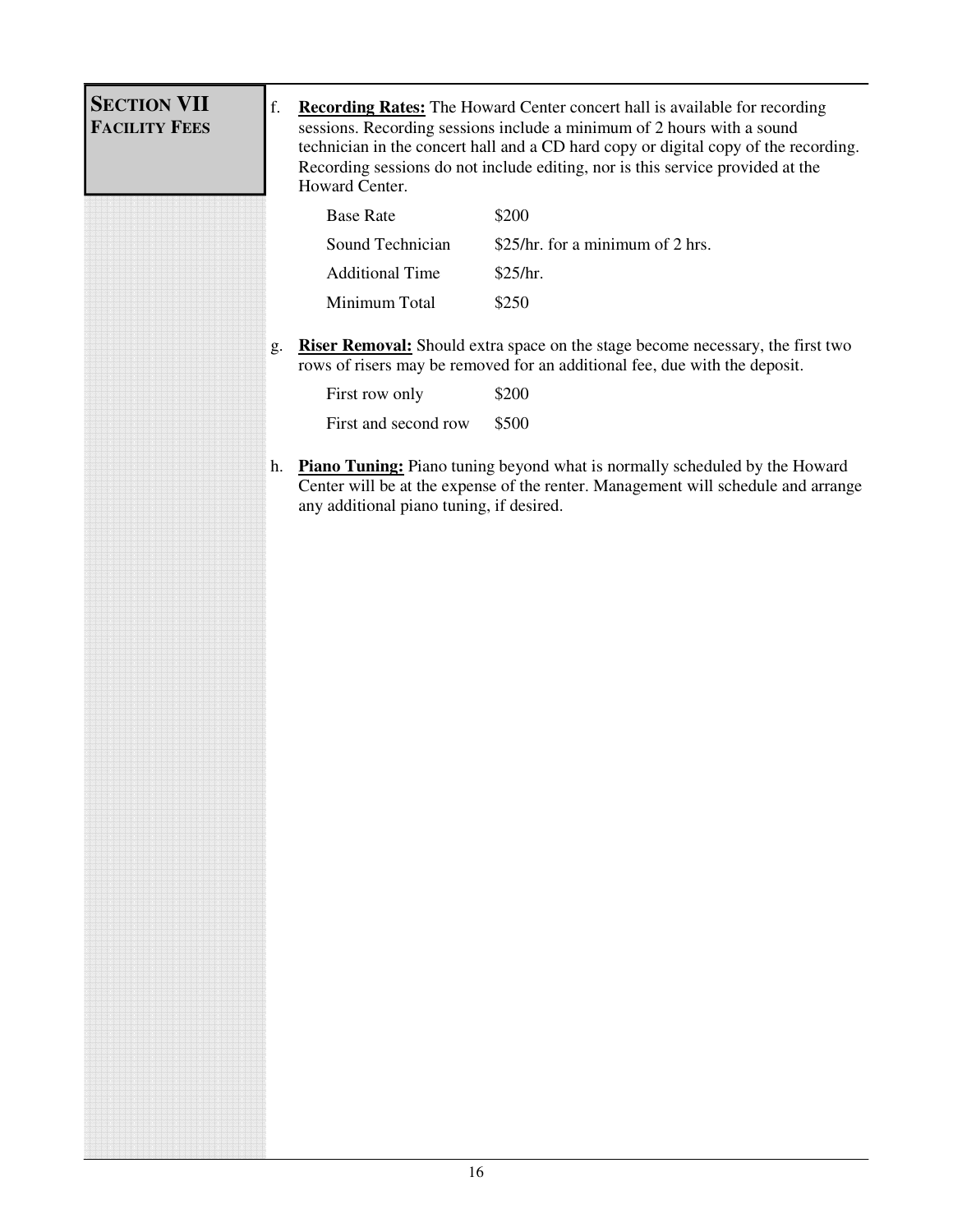## SECTION VII
### FACILITY FEES

f. **Recording Rates:** The Howard Center concert hall is available for recording sessions. Recording sessions include a minimum of 2 hours with a sound technician in the concert hall and a CD hard copy or digital copy of the recording. Recording sessions do not include editing, nor is this service provided at the Howard Center.

| | |
|---|---|
| Base Rate | $200 |
| Sound Technician | $25/hr. for a minimum of 2 hrs. |
| Additional Time | $25/hr. |
| Minimum Total | $250 |

g. **Riser Removal:** Should extra space on the stage become necessary, the first two rows of risers may be removed for an additional fee, due with the deposit.

| | |
|---|---|
| First row only | $200 |
| First and second row | $500 |

h. **Piano Tuning:** Piano tuning beyond what is normally scheduled by the Howard Center will be at the expense of the renter. Management will schedule and arrange any additional piano tuning, if desired.